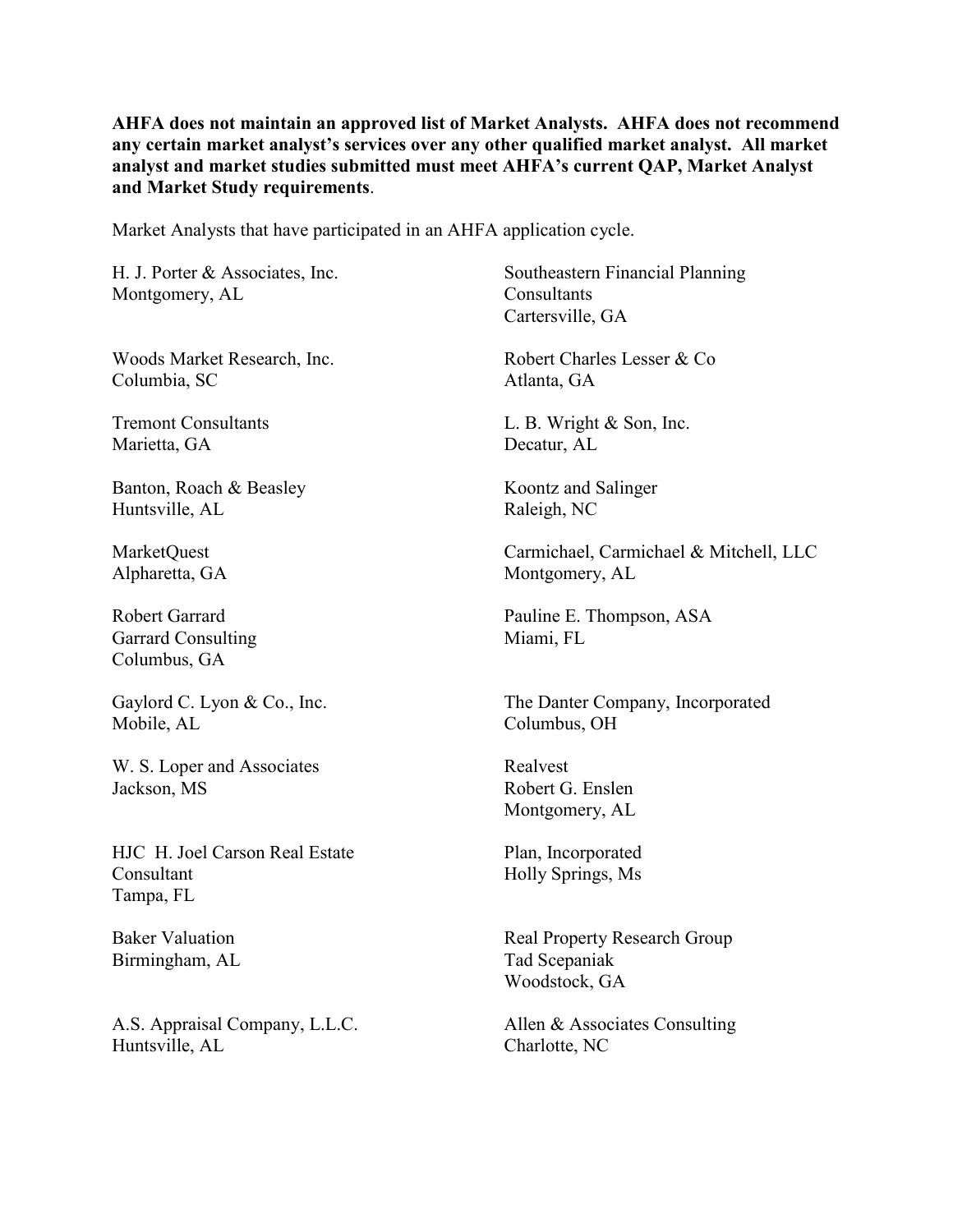**AHFA does not maintain an approved list of Market Analysts. AHFA does not recommend any certain market analyst's services over any other qualified market analyst. All market analyst and market studies submitted must meet AHFA's current QAP, Market Analyst and Market Study requirements**.

Market Analysts that have participated in an AHFA application cycle.

H. J. Porter & Associates, Inc.
Montgomery, AL

Woods Market Research, Inc.
Columbia, SC

Tremont Consultants
Marietta, GA

Banton, Roach & Beasley
Huntsville, AL

MarketQuest
Alpharetta, GA

Robert Garrard
Garrard Consulting
Columbus, GA

Gaylord C. Lyon & Co., Inc.
Mobile, AL

W. S. Loper and Associates
Jackson, MS

HJC H. Joel Carson Real Estate Consultant
Tampa, FL

Baker Valuation
Birmingham, AL

A.S. Appraisal Company, L.L.C.
Huntsville, AL

Southeastern Financial Planning Consultants
Cartersville, GA

Robert Charles Lesser & Co
Atlanta, GA

L. B. Wright & Son, Inc.
Decatur, AL

Koontz and Salinger
Raleigh, NC

Carmichael, Carmichael & Mitchell, LLC
Montgomery, AL

Pauline E. Thompson, ASA
Miami, FL

The Danter Company, Incorporated
Columbus, OH

Realvest
Robert G. Enslen
Montgomery, AL

Plan, Incorporated
Holly Springs, Ms

Real Property Research Group
Tad Scepaniak
Woodstock, GA

Allen & Associates Consulting
Charlotte, NC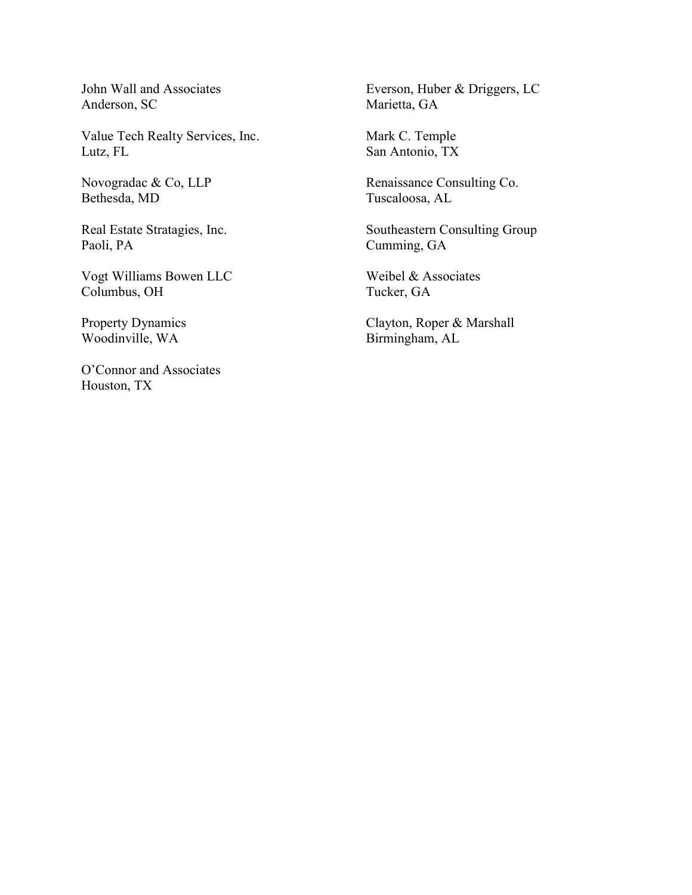John Wall and Associates
Anderson, SC

Value Tech Realty Services, Inc.
Lutz, FL

Novogradac & Co, LLP
Bethesda, MD

Real Estate Stratagies, Inc.
Paoli, PA

Vogt Williams Bowen LLC
Columbus, OH

Property Dynamics
Woodinville, WA

O'Connor and Associates
Houston, TX

Everson, Huber & Driggers, LC
Marietta, GA

Mark C. Temple
San Antonio, TX

Renaissance Consulting Co.
Tuscaloosa, AL

Southeastern Consulting Group
Cumming, GA

Weibel & Associates
Tucker, GA

Clayton, Roper & Marshall
Birmingham, AL